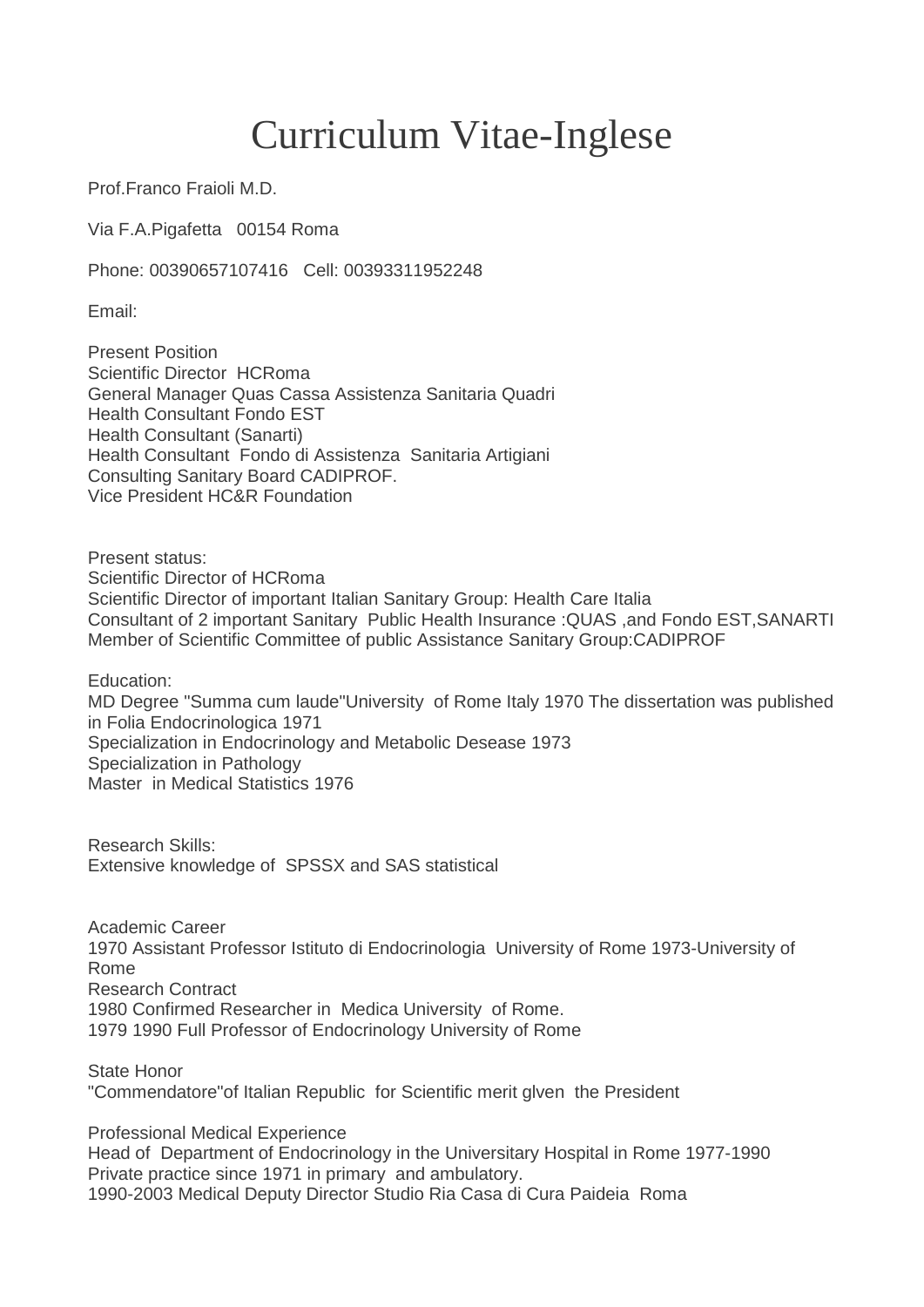# Curriculum Vitae-Inglese

Prof.Franco Fraioli M.D.

Via F.A.Pigafetta 00154 Roma

Phone: 00390657107416 Cell: 00393311952248

Email:

Present Position
Scientific Director HCRoma
General Manager Quas Cassa Assistenza Sanitaria Quadri
Health Consultant Fondo EST
Health Consultant (Sanarti)
Health Consultant Fondo di Assistenza Sanitaria Artigiani
Consulting Sanitary Board CADIPROF.
Vice President HC&R Foundation

Present status:
Scientific Director of HCRoma
Scientific Director of important Italian Sanitary Group: Health Care Italia
Consultant of 2 important Sanitary Public Health Insurance :QUAS ,and Fondo EST,SANARTI
Member of Scientific Committee of public Assistance Sanitary Group:CADIPROF

Education:
MD Degree "Summa cum laude"University of Rome Italy 1970 The dissertation was published in Folia Endocrinologica 1971
Specialization in Endocrinology and Metabolic Desease 1973
Specialization in Pathology
Master in Medical Statistics 1976

Research Skills:
Extensive knowledge of SPSSX and SAS statistical

Academic Career
1970 Assistant Professor Istituto di Endocrinologia University of Rome 1973-University of Rome
Research Contract
1980 Confirmed Researcher in Medica University of Rome.
1979 1990 Full Professor of Endocrinology University of Rome

State Honor
"Commendatore"of Italian Republic for Scientific merit glven the President

Professional Medical Experience
Head of Department of Endocrinology in the Universitary Hospital in Rome 1977-1990
Private practice since 1971 in primary and ambulatory.
1990-2003 Medical Deputy Director Studio Ria Casa di Cura Paideia Roma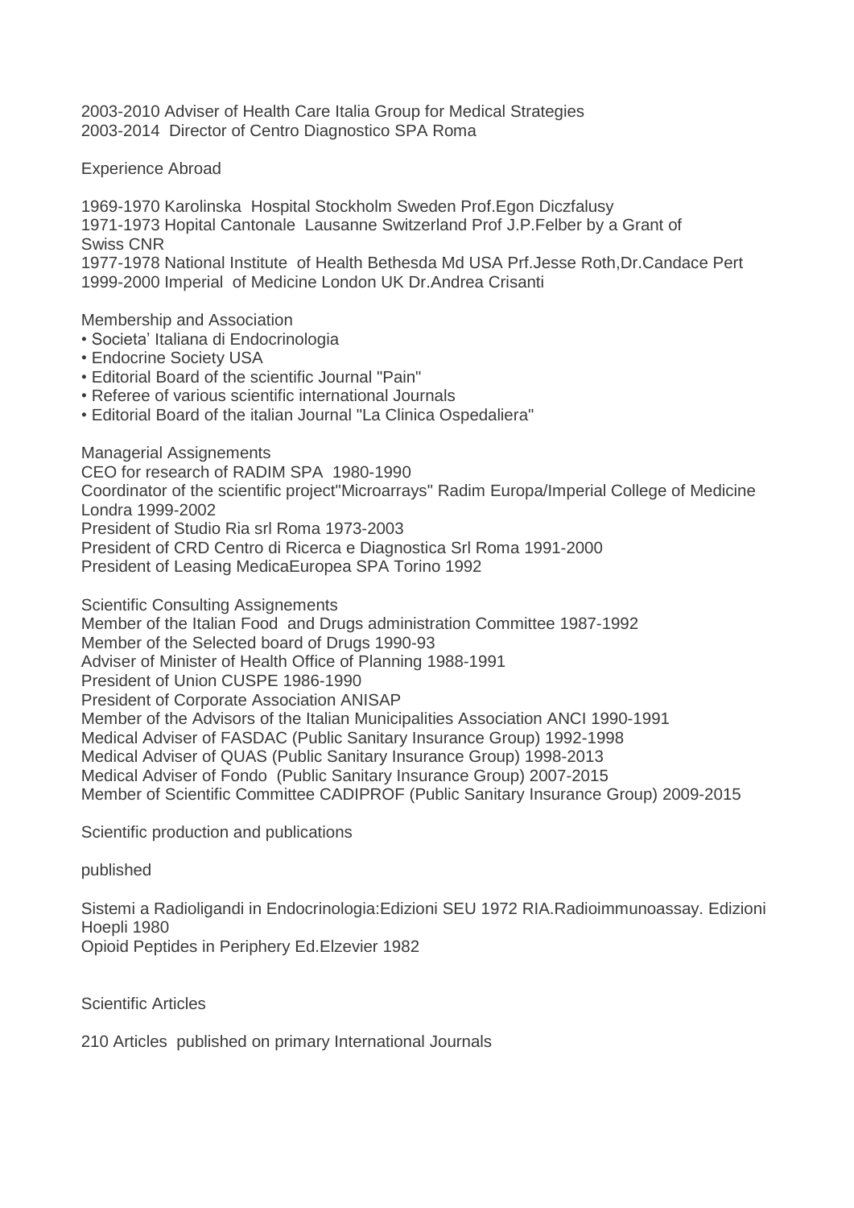2003-2010 Adviser of Health Care Italia Group for Medical Strategies
2003-2014 Director of Centro Diagnostico SPA Roma

## Experience Abroad

1969-1970 Karolinska Hospital Stockholm Sweden Prof.Egon Diczfalusy
1971-1973 Hopital Cantonale Lausanne Switzerland Prof J.P.Felber by a Grant of Swiss CNR
1977-1978 National Institute of Health Bethesda Md USA Prf.Jesse Roth,Dr.Candace Pert
1999-2000 Imperial of Medicine London UK Dr.Andrea Crisanti

## Membership and Association

- Societa' Italiana di Endocrinologia
- Endocrine Society USA
- Editorial Board of the scientific Journal "Pain"
- Referee of various scientific international Journals
- Editorial Board of the italian Journal "La Clinica Ospedaliera"

## Managerial Assignements

CEO for research of RADIM SPA 1980-1990
Coordinator of the scientific project"Microarrays" Radim Europa/Imperial College of Medicine Londra 1999-2002
President of Studio Ria srl Roma 1973-2003
President of CRD Centro di Ricerca e Diagnostica Srl Roma 1991-2000
President of Leasing MedicaEuropea SPA Torino 1992

## Scientific Consulting Assignements

Member of the Italian Food and Drugs administration Committee 1987-1992
Member of the Selected board of Drugs 1990-93
Adviser of Minister of Health Office of Planning 1988-1991
President of Union CUSPE 1986-1990
President of Corporate Association ANISAP
Member of the Advisors of the Italian Municipalities Association ANCI 1990-1991
Medical Adviser of FASDAC (Public Sanitary Insurance Group) 1992-1998
Medical Adviser of QUAS (Public Sanitary Insurance Group) 1998-2013
Medical Adviser of Fondo (Public Sanitary Insurance Group) 2007-2015
Member of Scientific Committee CADIPROF (Public Sanitary Insurance Group) 2009-2015

## Scientific production and publications

published

Sistemi a Radioligandi in Endocrinologia:Edizioni SEU 1972 RIA.Radioimmunoassay. Edizioni Hoepli 1980
Opioid Peptides in Periphery Ed.Elzevier 1982

## Scientific Articles

210 Articles published on primary International Journals